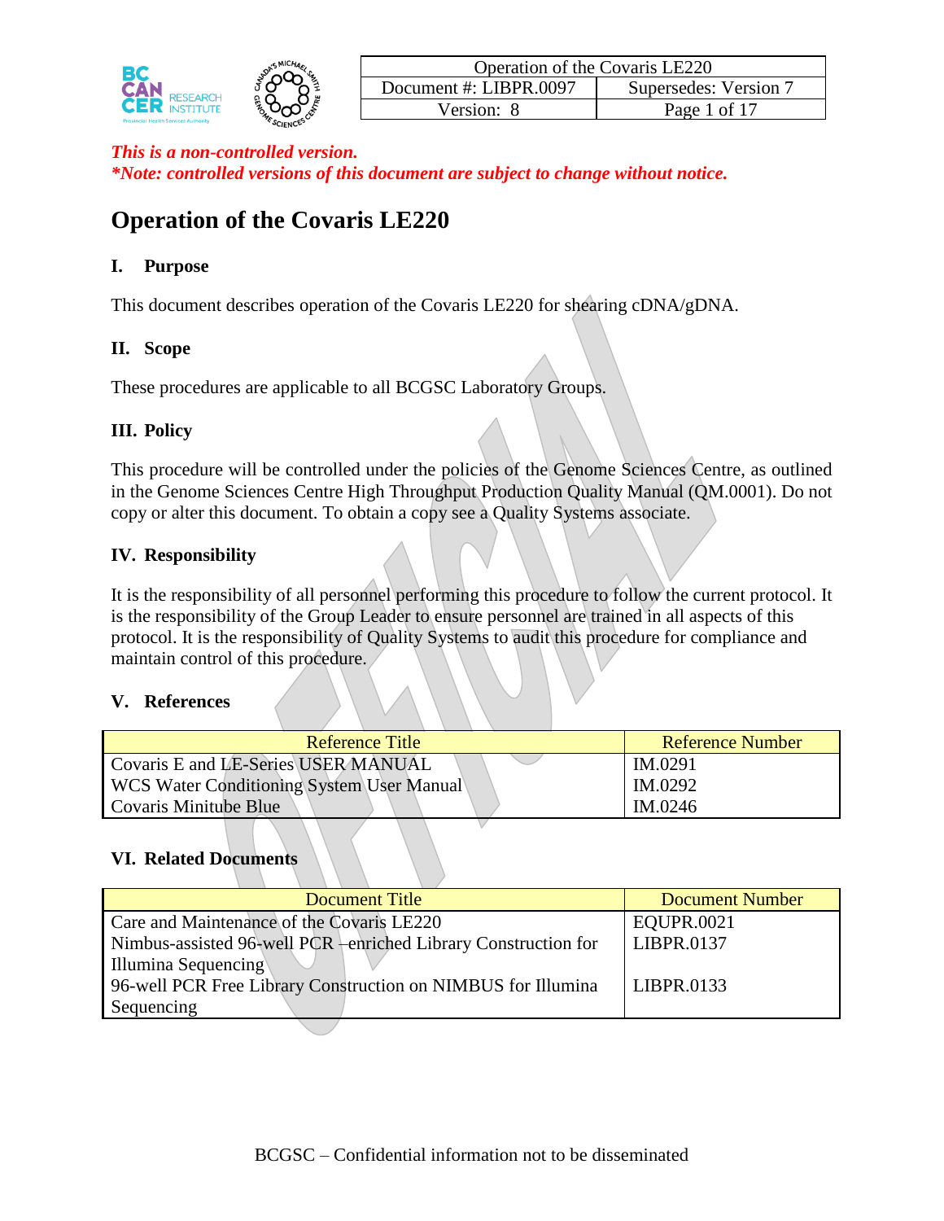| Operation of the Covaris LE220 | |
|---|---|
| Document #: LIBPR.0097 | Supersedes: Version 7 |
| Version: 8 | Page 1 of 17 |

***This is a non-controlled version.***
***\*Note: controlled versions of this document are subject to change without notice.***

# Operation of the Covaris LE220

## I. Purpose

This document describes operation of the Covaris LE220 for shearing cDNA/gDNA.

## II. Scope

These procedures are applicable to all BCGSC Laboratory Groups.

## III. Policy

This procedure will be controlled under the policies of the Genome Sciences Centre, as outlined in the Genome Sciences Centre High Throughput Production Quality Manual (QM.0001). Do not copy or alter this document. To obtain a copy see a Quality Systems associate.

## IV. Responsibility

It is the responsibility of all personnel performing this procedure to follow the current protocol. It is the responsibility of the Group Leader to ensure personnel are trained in all aspects of this protocol. It is the responsibility of Quality Systems to audit this procedure for compliance and maintain control of this procedure.

## V. References

| Reference Title | Reference Number |
|---|---|
| Covaris E and LE-Series USER MANUAL | IM.0291 |
| WCS Water Conditioning System User Manual | IM.0292 |
| Covaris Minitube Blue | IM.0246 |

## VI. Related Documents

| Document Title | Document Number |
|---|---|
| Care and Maintenance of the Covaris LE220 | EQUPR.0021 |
| Nimbus-assisted 96-well PCR –enriched Library Construction for Illumina Sequencing | LIBPR.0137 |
| 96-well PCR Free Library Construction on NIMBUS for Illumina Sequencing | LIBPR.0133 |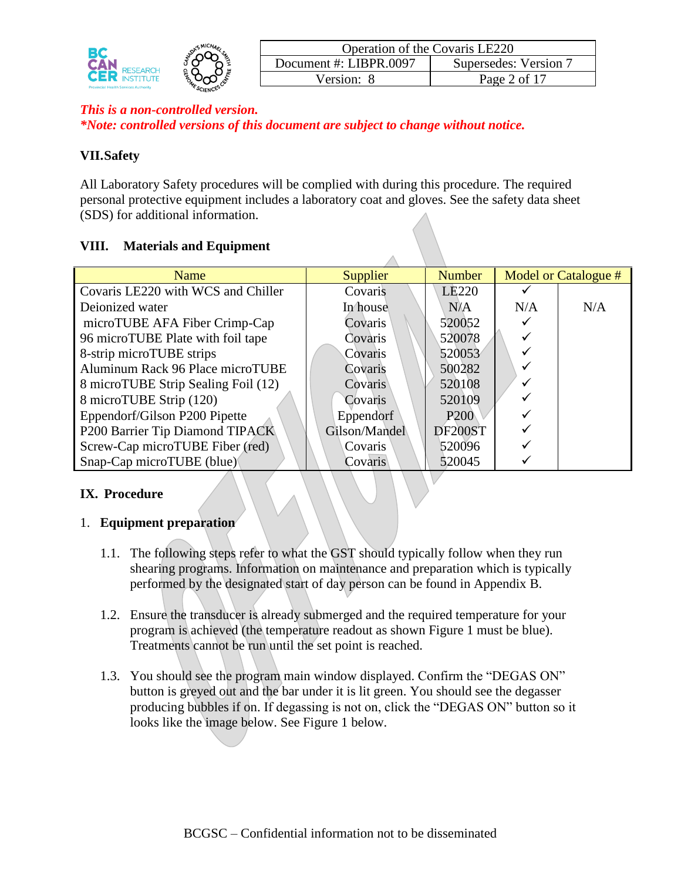*This is a non-controlled version.*
***Note: controlled versions of this document are subject to change without notice.***

## VII. Safety

All Laboratory Safety procedures will be complied with during this procedure. The required personal protective equipment includes a laboratory coat and gloves. See the safety data sheet (SDS) for additional information.

## VIII. Materials and Equipment

| Name | Supplier | Number | Model or Catalogue # | |
|---|---|---|---|---|
| Covaris LE220 with WCS and Chiller | Covaris | LE220 | ✓ | |
| Deionized water | In house | N/A | N/A | N/A |
| microTUBE AFA Fiber Crimp-Cap | Covaris | 520052 | ✓ | |
| 96 microTUBE Plate with foil tape | Covaris | 520078 | ✓ | |
| 8-strip microTUBE strips | Covaris | 520053 | ✓ | |
| Aluminum Rack 96 Place microTUBE | Covaris | 500282 | ✓ | |
| 8 microTUBE Strip Sealing Foil (12) | Covaris | 520108 | ✓ | |
| 8 microTUBE Strip (120) | Covaris | 520109 | ✓ | |
| Eppendorf/Gilson P200 Pipette | Eppendorf | P200 | ✓ | |
| P200 Barrier Tip Diamond TIPACK | Gilson/Mandel | DF200ST | ✓ | |
| Screw-Cap microTUBE Fiber (red) | Covaris | 520096 | ✓ | |
| Snap-Cap microTUBE (blue) | Covaris | 520045 | ✓ | |

## IX. Procedure

1. **Equipment preparation**

   1.1. The following steps refer to what the GST should typically follow when they run shearing programs. Information on maintenance and preparation which is typically performed by the designated start of day person can be found in Appendix B.

   1.2. Ensure the transducer is already submerged and the required temperature for your program is achieved (the temperature readout as shown Figure 1 must be blue). Treatments cannot be run until the set point is reached.

   1.3. You should see the program main window displayed. Confirm the "DEGAS ON" button is greyed out and the bar under it is lit green. You should see the degasser producing bubbles if on. If degassing is not on, click the "DEGAS ON" button so it looks like the image below. See Figure 1 below.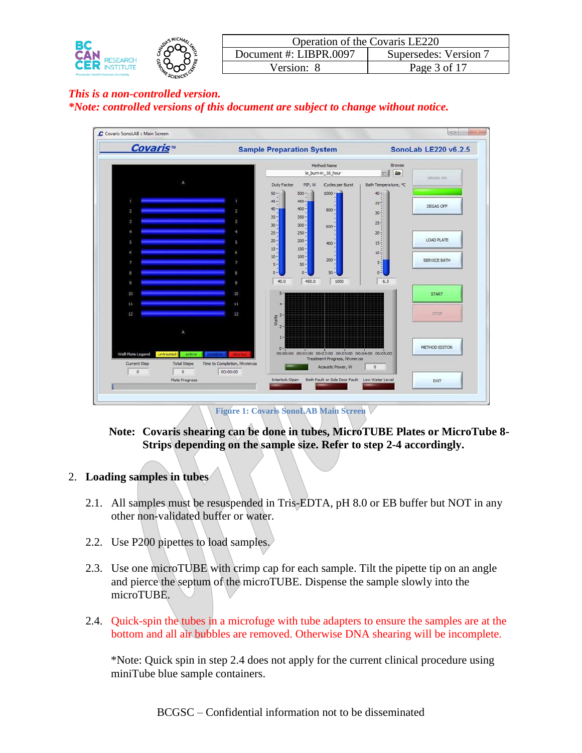*This is a non-controlled version.*
***Note: controlled versions of this document are subject to change without notice.***

Figure 1: Covaris SonoLAB Main Screen

**Note: Covaris shearing can be done in tubes, MicroTUBE Plates or MicroTube 8-Strips depending on the sample size. Refer to step 2-4 accordingly.**

2. **Loading samples in tubes**

2.1. All samples must be resuspended in Tris-EDTA, pH 8.0 or EB buffer but NOT in any other non-validated buffer or water.

2.2. Use P200 pipettes to load samples.

2.3. Use one microTUBE with crimp cap for each sample. Tilt the pipette tip on an angle and pierce the septum of the microTUBE. Dispense the sample slowly into the microTUBE.

2.4. Quick-spin the tubes in a microfuge with tube adapters to ensure the samples are at the bottom and all air bubbles are removed. Otherwise DNA shearing will be incomplete.

*Note: Quick spin in step 2.4 does not apply for the current clinical procedure using miniTube blue sample containers.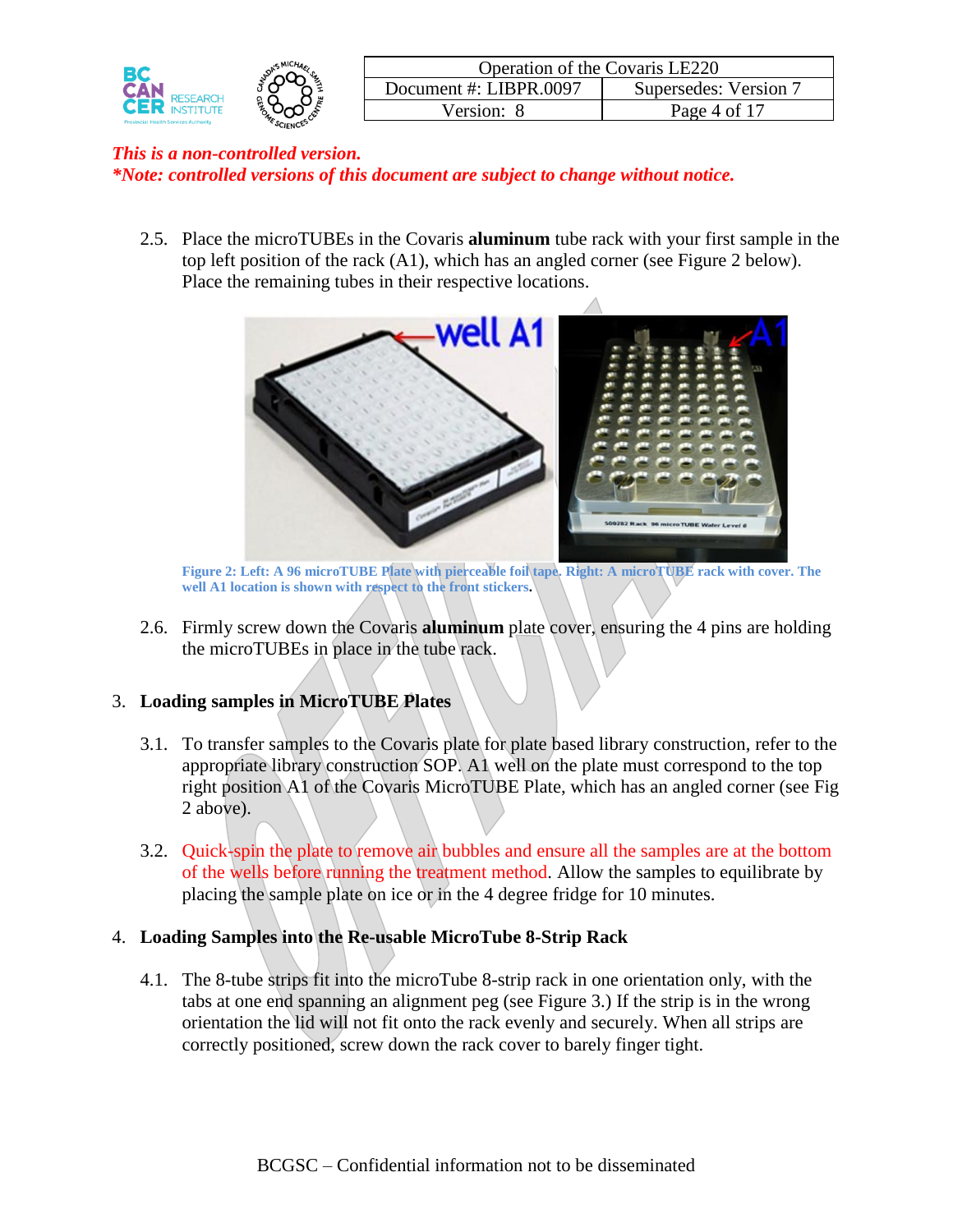*This is a non-controlled version.*
***Note: controlled versions of this document are subject to change without notice.***

2.5. Place the microTUBEs in the Covaris **aluminum** tube rack with your first sample in the top left position of the rack (A1), which has an angled corner (see Figure 2 below). Place the remaining tubes in their respective locations.

**Figure 2: Left: A 96 microTUBE Plate with pierceable foil tape. Right: A microTUBE rack with cover. The well A1 location is shown with respect to the front stickers.**

2.6. Firmly screw down the Covaris **aluminum** plate cover, ensuring the 4 pins are holding the microTUBEs in place in the tube rack.

## 3. Loading samples in MicroTUBE Plates

3.1. To transfer samples to the Covaris plate for plate based library construction, refer to the appropriate library construction SOP. A1 well on the plate must correspond to the top right position A1 of the Covaris MicroTUBE Plate, which has an angled corner (see Fig 2 above).

3.2. Quick-spin the plate to remove air bubbles and ensure all the samples are at the bottom of the wells before running the treatment method. Allow the samples to equilibrate by placing the sample plate on ice or in the 4 degree fridge for 10 minutes.

## 4. Loading Samples into the Re-usable MicroTube 8-Strip Rack

4.1. The 8-tube strips fit into the microTube 8-strip rack in one orientation only, with the tabs at one end spanning an alignment peg (see Figure 3.) If the strip is in the wrong orientation the lid will not fit onto the rack evenly and securely. When all strips are correctly positioned, screw down the rack cover to barely finger tight.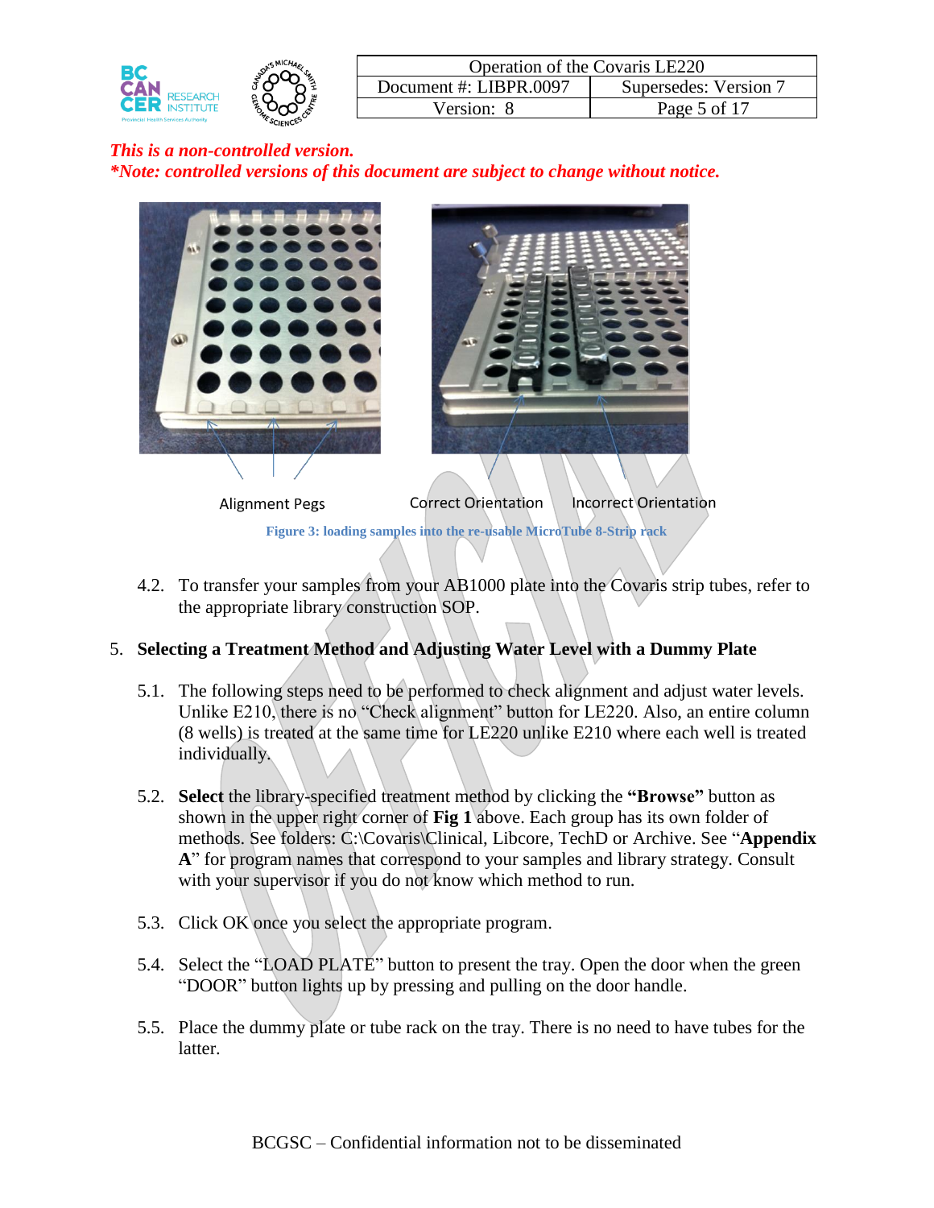*This is a non-controlled version.*
*\*Note: controlled versions of this document are subject to change without notice.*

Alignment Pegs Correct Orientation Incorrect Orientation

**Figure 3: loading samples into the re-usable MicroTube 8-Strip rack**

4.2. To transfer your samples from your AB1000 plate into the Covaris strip tubes, refer to the appropriate library construction SOP.

5. **Selecting a Treatment Method and Adjusting Water Level with a Dummy Plate**

5.1. The following steps need to be performed to check alignment and adjust water levels. Unlike E210, there is no "Check alignment" button for LE220. Also, an entire column (8 wells) is treated at the same time for LE220 unlike E210 where each well is treated individually.

5.2. **Select** the library-specified treatment method by clicking the **"Browse"** button as shown in the upper right corner of **Fig 1** above. Each group has its own folder of methods. See folders: C:\Covaris\Clinical, Libcore, TechD or Archive. See "**Appendix A**" for program names that correspond to your samples and library strategy. Consult with your supervisor if you do not know which method to run.

5.3. Click OK once you select the appropriate program.

5.4. Select the "LOAD PLATE" button to present the tray. Open the door when the green "DOOR" button lights up by pressing and pulling on the door handle.

5.5. Place the dummy plate or tube rack on the tray. There is no need to have tubes for the latter.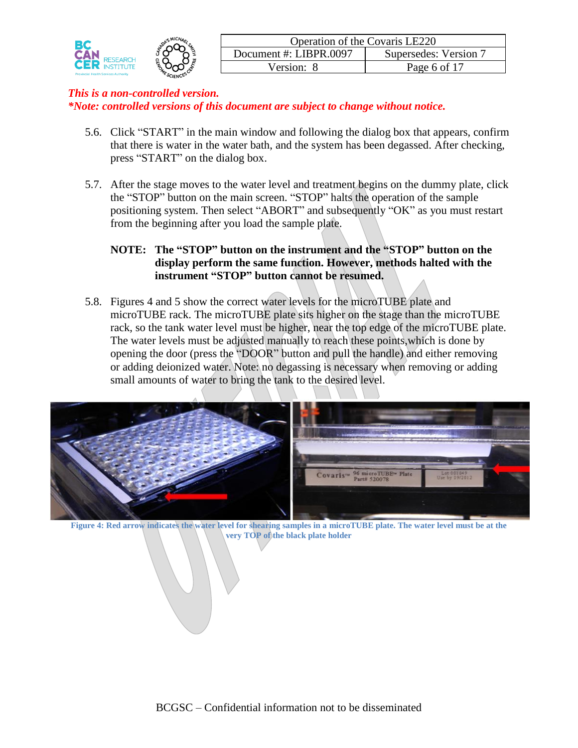*This is a non-controlled version.*
***Note: controlled versions of this document are subject to change without notice.***

5.6. Click "START" in the main window and following the dialog box that appears, confirm that there is water in the water bath, and the system has been degassed. After checking, press "START" on the dialog box.

5.7. After the stage moves to the water level and treatment begins on the dummy plate, click the "STOP" button on the main screen. "STOP" halts the operation of the sample positioning system. Then select "ABORT" and subsequently "OK" as you must restart from the beginning after you load the sample plate.

**NOTE: The "STOP" button on the instrument and the "STOP" button on the display perform the same function. However, methods halted with the instrument "STOP" button cannot be resumed.**

5.8. Figures 4 and 5 show the correct water levels for the microTUBE plate and microTUBE rack. The microTUBE plate sits higher on the stage than the microTUBE rack, so the tank water level must be higher, near the top edge of the microTUBE plate. The water levels must be adjusted manually to reach these points,which is done by opening the door (press the "DOOR" button and pull the handle) and either removing or adding deionized water. Note: no degassing is necessary when removing or adding small amounts of water to bring the tank to the desired level.

**Figure 4: Red arrow indicates the water level for shearing samples in a microTUBE plate. The water level must be at the very TOP of the black plate holder**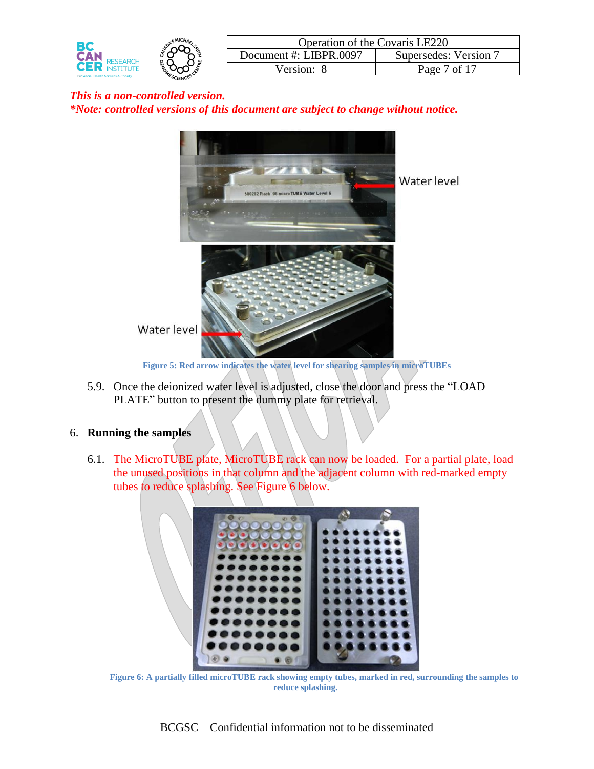*This is a non-controlled version.*
***Note: controlled versions of this document are subject to change without notice.***

Water level

Water level

Figure 5: Red arrow indicates the water level for shearing samples in microTUBEs

5.9. Once the deionized water level is adjusted, close the door and press the "LOAD PLATE" button to present the dummy plate for retrieval.

## 6. Running the samples

6.1. The MicroTUBE plate, MicroTUBE rack can now be loaded. For a partial plate, load the unused positions in that column and the adjacent column with red-marked empty tubes to reduce splashing. See Figure 6 below.

Figure 6: A partially filled microTUBE rack showing empty tubes, marked in red, surrounding the samples to reduce splashing.

BCGSC – Confidential information not to be disseminated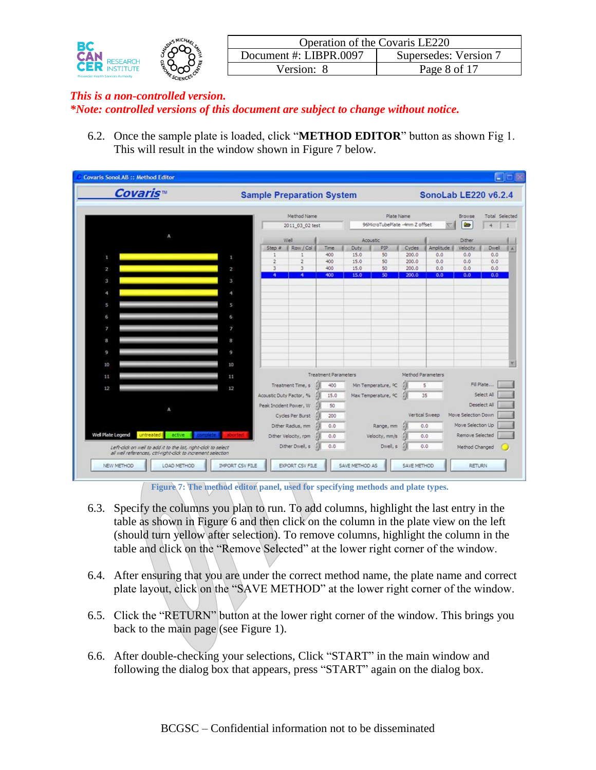*This is a non-controlled version.*
***Note: controlled versions of this document are subject to change without notice.***

6.2. Once the sample plate is loaded, click "**METHOD EDITOR**" button as shown Fig 1. This will result in the window shown in Figure 7 below.

**Figure 7: The method editor panel, used for specifying methods and plate types.**

6.3. Specify the columns you plan to run. To add columns, highlight the last entry in the table as shown in Figure 6 and then click on the column in the plate view on the left (should turn yellow after selection). To remove columns, highlight the column in the table and click on the "Remove Selected" at the lower right corner of the window.

6.4. After ensuring that you are under the correct method name, the plate name and correct plate layout, click on the "SAVE METHOD" at the lower right corner of the window.

6.5. Click the "RETURN" button at the lower right corner of the window. This brings you back to the main page (see Figure 1).

6.6. After double-checking your selections, Click "START" in the main window and following the dialog box that appears, press "START" again on the dialog box.

BCGSC – Confidential information not to be disseminated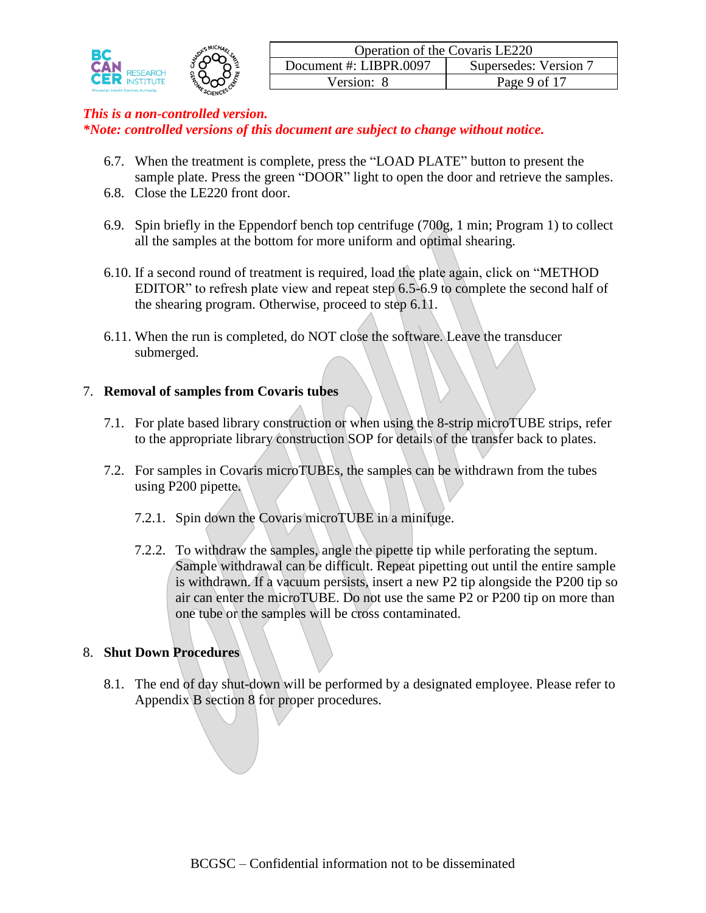*This is a non-controlled version.*
***Note: controlled versions of this document are subject to change without notice.***

6.7. When the treatment is complete, press the “LOAD PLATE” button to present the sample plate. Press the green “DOOR” light to open the door and retrieve the samples.

6.8. Close the LE220 front door.

6.9. Spin briefly in the Eppendorf bench top centrifuge (700g, 1 min; Program 1) to collect all the samples at the bottom for more uniform and optimal shearing.

6.10. If a second round of treatment is required, load the plate again, click on “METHOD EDITOR” to refresh plate view and repeat step 6.5-6.9 to complete the second half of the shearing program. Otherwise, proceed to step 6.11.

6.11. When the run is completed, do NOT close the software. Leave the transducer submerged.

## 7. Removal of samples from Covaris tubes

7.1. For plate based library construction or when using the 8-strip microTUBE strips, refer to the appropriate library construction SOP for details of the transfer back to plates.

7.2. For samples in Covaris microTUBEs, the samples can be withdrawn from the tubes using P200 pipette.

7.2.1. Spin down the Covaris microTUBE in a minifuge.

7.2.2. To withdraw the samples, angle the pipette tip while perforating the septum. Sample withdrawal can be difficult. Repeat pipetting out until the entire sample is withdrawn. If a vacuum persists, insert a new P2 tip alongside the P200 tip so air can enter the microTUBE. Do not use the same P2 or P200 tip on more than one tube or the samples will be cross contaminated.

## 8. Shut Down Procedures

8.1. The end of day shut-down will be performed by a designated employee. Please refer to Appendix B section 8 for proper procedures.

BCGSC – Confidential information not to be disseminated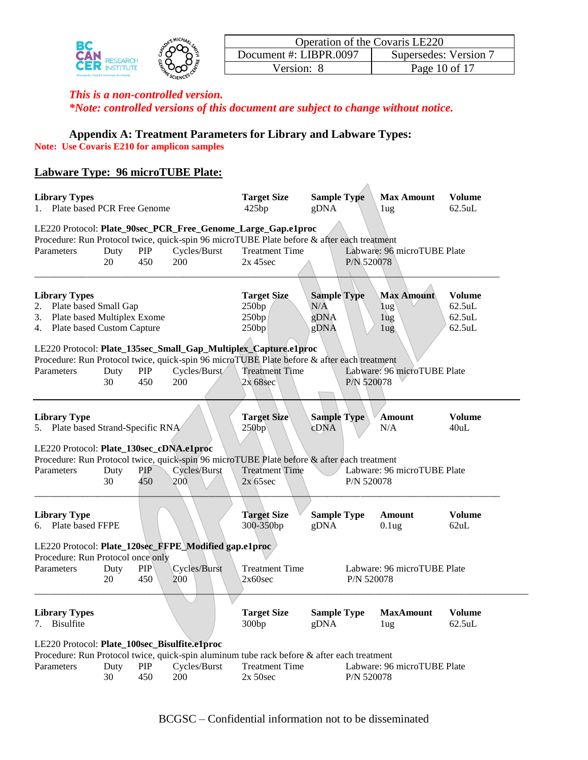*This is a non-controlled version.*
*\*Note: controlled versions of this document are subject to change without notice.*

## Appendix A: Treatment Parameters for Library and Labware Types:

**Note: Use Covaris E210 for amplicon samples**

### Labware Type: 96 microTUBE Plate:

| Library Types | Target Size | Sample Type | Max Amount | Volume |
|---|---|---|---|---|
| 1. Plate based PCR Free Genome | 425bp | gDNA | 1ug | 62.5uL |

LE220 Protocol: **Plate_90sec_PCR_Free_Genome_Large_Gap.e1proc**
Procedure: Run Protocol twice, quick-spin 96 microTUBE Plate before & after each treatment

| Parameters | Duty | PIP | Cycles/Burst | Treatment Time | Labware: 96 microTUBE Plate |
|---|---|---|---|---|---|
| | 20 | 450 | 200 | 2x 45sec | P/N 520078 |

---

| Library Types | Target Size | Sample Type | Max Amount | Volume |
|---|---|---|---|---|
| 2. Plate based Small Gap | 250bp | N/A | 1ug | 62.5uL |
| 3. Plate based Multiplex Exome | 250bp | gDNA | 1ug | 62.5uL |
| 4. Plate based Custom Capture | 250bp | gDNA | 1ug | 62.5uL |

LE220 Protocol: **Plate_135sec_Small_Gap_Multiplex_Capture.e1proc**
Procedure: Run Protocol twice, quick-spin 96 microTUBE Plate before & after each treatment

| Parameters | Duty | PIP | Cycles/Burst | Treatment Time | Labware: 96 microTUBE Plate |
|---|---|---|---|---|---|
| | 30 | 450 | 200 | 2x 68sec | P/N 520078 |

---

| Library Type | Target Size | Sample Type | Amount | Volume |
|---|---|---|---|---|
| 5. Plate based Strand-Specific RNA | 250bp | cDNA | N/A | 40uL |

LE220 Protocol: **Plate_130sec_cDNA.e1proc**
Procedure: Run Protocol twice, quick-spin 96 microTUBE Plate before & after each treatment

| Parameters | Duty | PIP | Cycles/Burst | Treatment Time | Labware: 96 microTUBE Plate |
|---|---|---|---|---|---|
| | 30 | 450 | 200 | 2x 65sec | P/N 520078 |

---

| Library Type | Target Size | Sample Type | Amount | Volume |
|---|---|---|---|---|
| 6. Plate based FFPE | 300-350bp | gDNA | 0.1ug | 62uL |

LE220 Protocol: **Plate_120sec_FFPE_Modified gap.e1proc**
Procedure: Run Protocol once only

| Parameters | Duty | PIP | Cycles/Burst | Treatment Time | Labware: 96 microTUBE Plate |
|---|---|---|---|---|---|
| | 20 | 450 | 200 | 2x60sec | P/N 520078 |

---

| Library Types | Target Size | Sample Type | MaxAmount | Volume |
|---|---|---|---|---|
| 7. Bisulfite | 300bp | gDNA | 1ug | 62.5uL |

LE220 Protocol: **Plate_100sec_Bisulfite.e1proc**
Procedure: Run Protocol twice, quick-spin aluminum tube rack before & after each treatment

| Parameters | Duty | PIP | Cycles/Burst | Treatment Time | Labware: 96 microTUBE Plate |
|---|---|---|---|---|---|
| | 30 | 450 | 200 | 2x 50sec | P/N 520078 |

BCGSC – Confidential information not to be disseminated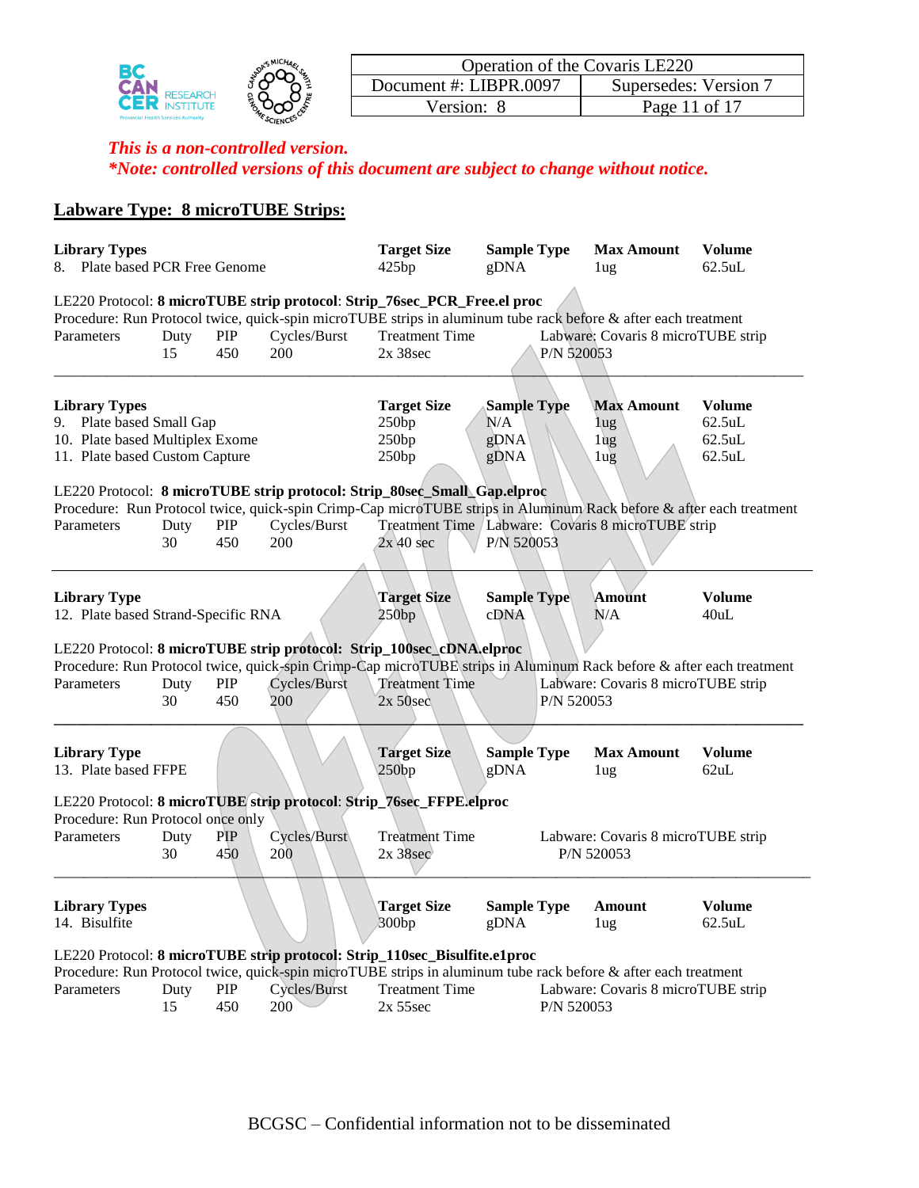*This is a non-controlled version.*
*\*Note: controlled versions of this document are subject to change without notice.*

## Labware Type: 8 microTUBE Strips:

| Library Types | Target Size | Sample Type | Max Amount | Volume |
|---|---|---|---|---|
| 8. Plate based PCR Free Genome | 425bp | gDNA | 1ug | 62.5uL |

LE220 Protocol: **8 microTUBE strip protocol**: **Strip_76sec_PCR_Free.el proc**
Procedure: Run Protocol twice, quick-spin microTUBE strips in aluminum tube rack before & after each treatment

| Parameters | Duty | PIP | Cycles/Burst | Treatment Time | Labware: Covaris 8 microTUBE strip |
|---|---|---|---|---|---|
| | 15 | 450 | 200 | 2x 38sec | P/N 520053 |

---

| Library Types | Target Size | Sample Type | Max Amount | Volume |
|---|---|---|---|---|
| 9. Plate based Small Gap | 250bp | N/A | 1ug | 62.5uL |
| 10. Plate based Multiplex Exome | 250bp | gDNA | 1ug | 62.5uL |
| 11. Plate based Custom Capture | 250bp | gDNA | 1ug | 62.5uL |

LE220 Protocol: **8 microTUBE strip protocol: Strip_80sec_Small_Gap.elproc**
Procedure: Run Protocol twice, quick-spin Crimp-Cap microTUBE strips in Aluminum Rack before & after each treatment

| Parameters | Duty | PIP | Cycles/Burst | Treatment Time | Labware: Covaris 8 microTUBE strip |
|---|---|---|---|---|---|
| | 30 | 450 | 200 | 2x 40 sec | P/N 520053 |

---

| Library Type | Target Size | Sample Type | Amount | Volume |
|---|---|---|---|---|
| 12. Plate based Strand-Specific RNA | 250bp | cDNA | N/A | 40uL |

LE220 Protocol: **8 microTUBE strip protocol: Strip_100sec_cDNA.elproc**
Procedure: Run Protocol twice, quick-spin Crimp-Cap microTUBE strips in Aluminum Rack before & after each treatment

| Parameters | Duty | PIP | Cycles/Burst | Treatment Time | Labware: Covaris 8 microTUBE strip |
|---|---|---|---|---|---|
| | 30 | 450 | 200 | 2x 50sec | P/N 520053 |

---

| Library Type | Target Size | Sample Type | Max Amount | Volume |
|---|---|---|---|---|
| 13. Plate based FFPE | 250bp | gDNA | 1ug | 62uL |

LE220 Protocol: **8 microTUBE strip protocol**: **Strip_76sec_FFPE.elproc**
Procedure: Run Protocol once only

| Parameters | Duty | PIP | Cycles/Burst | Treatment Time | Labware: Covaris 8 microTUBE strip |
|---|---|---|---|---|---|
| | 30 | 450 | 200 | 2x 38sec | P/N 520053 |

---

| Library Types | Target Size | Sample Type | Amount | Volume |
|---|---|---|---|---|
| 14. Bisulfite | 300bp | gDNA | 1ug | 62.5uL |

LE220 Protocol: **8 microTUBE strip protocol: Strip_110sec_Bisulfite.e1proc**
Procedure: Run Protocol twice, quick-spin microTUBE strips in aluminum tube rack before & after each treatment

| Parameters | Duty | PIP | Cycles/Burst | Treatment Time | Labware: Covaris 8 microTUBE strip |
|---|---|---|---|---|---|
| | 15 | 450 | 200 | 2x 55sec | P/N 520053 |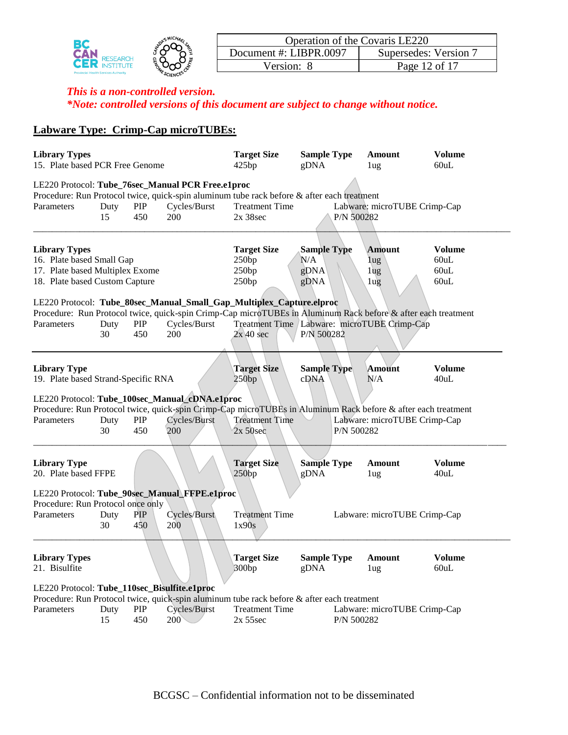*This is a non-controlled version.*
***Note: controlled versions of this document are subject to change without notice.***

## Labware Type: Crimp-Cap microTUBEs:

| Library Types | Target Size | Sample Type | Amount | Volume |
|---|---|---|---|---|
| 15. Plate based PCR Free Genome | 425bp | gDNA | 1ug | 60uL |

LE220 Protocol: **Tube_76sec_Manual PCR Free.e1proc**
Procedure: Run Protocol twice, quick-spin aluminum tube rack before & after each treatment

| Parameters | Duty | PIP | Cycles/Burst | Treatment Time | Labware: microTUBE Crimp-Cap |
|---|---|---|---|---|---|
| | 15 | 450 | 200 | 2x 38sec | P/N 500282 |

---

| Library Types | Target Size | Sample Type | Amount | Volume |
|---|---|---|---|---|
| 16. Plate based Small Gap | 250bp | N/A | 1ug | 60uL |
| 17. Plate based Multiplex Exome | 250bp | gDNA | 1ug | 60uL |
| 18. Plate based Custom Capture | 250bp | gDNA | 1ug | 60uL |

LE220 Protocol: **Tube_80sec_Manual_Small_Gap_Multiplex_Capture.elproc**
Procedure: Run Protocol twice, quick-spin Crimp-Cap microTUBEs in Aluminum Rack before & after each treatment

| Parameters | Duty | PIP | Cycles/Burst | Treatment Time | Labware: microTUBE Crimp-Cap |
|---|---|---|---|---|---|
| | 30 | 450 | 200 | 2x 40 sec | P/N 500282 |

---

| Library Type | Target Size | Sample Type | Amount | Volume |
|---|---|---|---|---|
| 19. Plate based Strand-Specific RNA | 250bp | cDNA | N/A | 40uL |

LE220 Protocol: **Tube_100sec_Manual_cDNA.e1proc**
Procedure: Run Protocol twice, quick-spin Crimp-Cap microTUBEs in Aluminum Rack before & after each treatment

| Parameters | Duty | PIP | Cycles/Burst | Treatment Time | Labware: microTUBE Crimp-Cap |
|---|---|---|---|---|---|
| | 30 | 450 | 200 | 2x 50sec | P/N 500282 |

---

| Library Type | Target Size | Sample Type | Amount | Volume |
|---|---|---|---|---|
| 20. Plate based FFPE | 250bp | gDNA | 1ug | 40uL |

LE220 Protocol: **Tube_90sec_Manual_FFPE.e1proc**
Procedure: Run Protocol once only

| Parameters | Duty | PIP | Cycles/Burst | Treatment Time | Labware: microTUBE Crimp-Cap |
|---|---|---|---|---|---|
| | 30 | 450 | 200 | 1x90s | |

---

| Library Types | Target Size | Sample Type | Amount | Volume |
|---|---|---|---|---|
| 21. Bisulfite | 300bp | gDNA | 1ug | 60uL |

LE220 Protocol: **Tube_110sec_Bisulfite.e1proc**
Procedure: Run Protocol twice, quick-spin aluminum tube rack before & after each treatment

| Parameters | Duty | PIP | Cycles/Burst | Treatment Time | Labware: microTUBE Crimp-Cap |
|---|---|---|---|---|---|
| | 15 | 450 | 200 | 2x 55sec | P/N 500282 |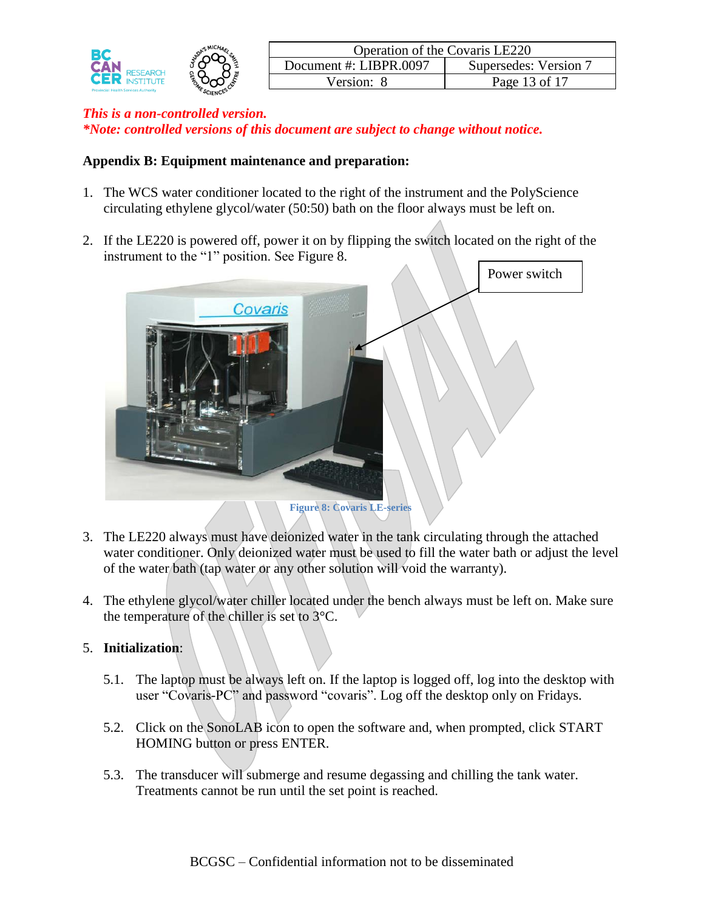*This is a non-controlled version.*
***Note: controlled versions of this document are subject to change without notice.***

**Appendix B: Equipment maintenance and preparation:**

1. The WCS water conditioner located to the right of the instrument and the PolyScience circulating ethylene glycol/water (50:50) bath on the floor always must be left on.

2. If the LE220 is powered off, power it on by flipping the switch located on the right of the instrument to the "1" position. See Figure 8.

Power switch

Figure 8: Covaris LE-series

3. The LE220 always must have deionized water in the tank circulating through the attached water conditioner. Only deionized water must be used to fill the water bath or adjust the level of the water bath (tap water or any other solution will void the warranty).

4. The ethylene glycol/water chiller located under the bench always must be left on. Make sure the temperature of the chiller is set to 3°C.

5. **Initialization**:

   5.1. The laptop must be always left on. If the laptop is logged off, log into the desktop with user "Covaris-PC" and password "covaris". Log off the desktop only on Fridays.

   5.2. Click on the SonoLAB icon to open the software and, when prompted, click START HOMING button or press ENTER.

   5.3. The transducer will submerge and resume degassing and chilling the tank water. Treatments cannot be run until the set point is reached.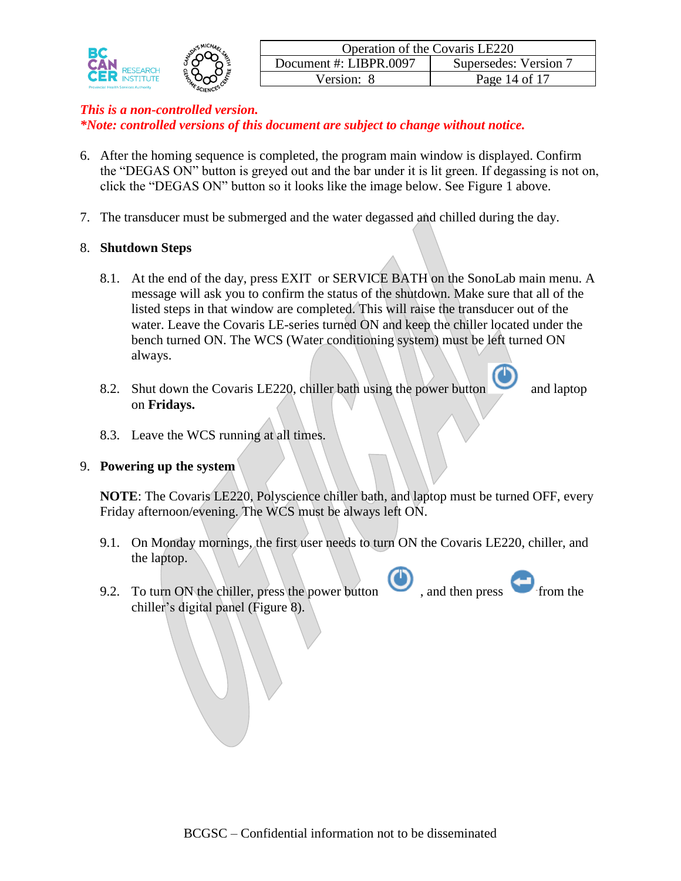*This is a non-controlled version.*
***Note: controlled versions of this document are subject to change without notice.***

6. After the homing sequence is completed, the program main window is displayed. Confirm the “DEGAS ON” button is greyed out and the bar under it is lit green. If degassing is not on, click the “DEGAS ON” button so it looks like the image below. See Figure 1 above.

7. The transducer must be submerged and the water degassed and chilled during the day.

8. **Shutdown Steps**

   8.1. At the end of the day, press EXIT or SERVICE BATH on the SonoLab main menu. A message will ask you to confirm the status of the shutdown. Make sure that all of the listed steps in that window are completed. This will raise the transducer out of the water. Leave the Covaris LE-series turned ON and keep the chiller located under the bench turned ON. The WCS (Water conditioning system) must be left turned ON always.

   8.2. Shut down the Covaris LE220, chiller bath using the power button and laptop on **Fridays.**

   8.3. Leave the WCS running at all times.

9. **Powering up the system**

   **NOTE**: The Covaris LE220, Polyscience chiller bath, and laptop must be turned OFF, every Friday afternoon/evening. The WCS must be always left ON.

   9.1. On Monday mornings, the first user needs to turn ON the Covaris LE220, chiller, and the laptop.

   9.2. To turn ON the chiller, press the power button , and then press from the chiller’s digital panel (Figure 8).

BCGSC – Confidential information not to be disseminated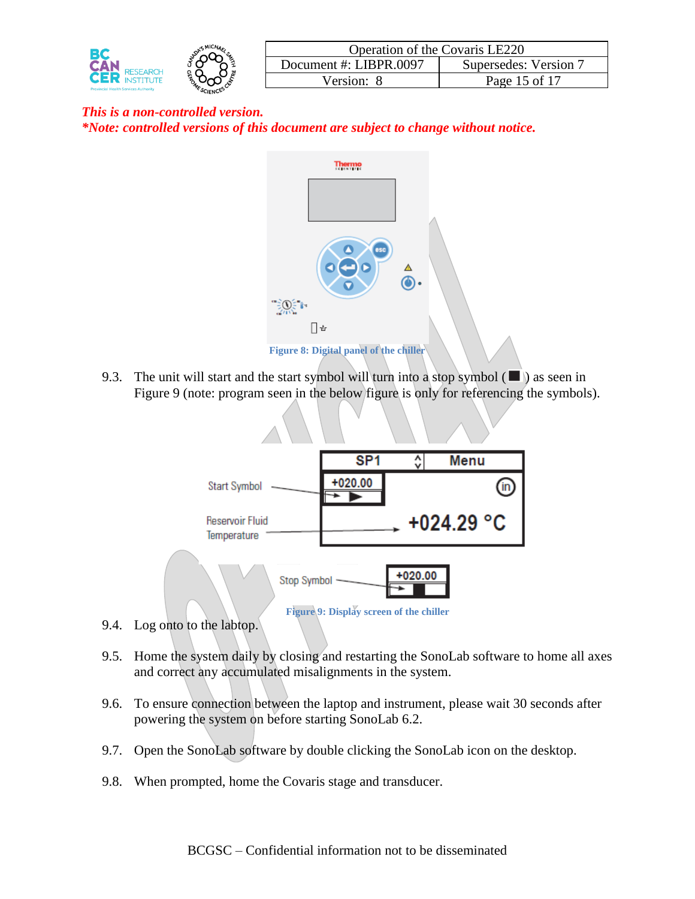*This is a non-controlled version.*
*\*Note: controlled versions of this document are subject to change without notice.*

Figure 8: Digital panel of the chiller

9.3. The unit will start and the start symbol will turn into a stop symbol (■) as seen in Figure 9 (note: program seen in the below figure is only for referencing the symbols).

Figure 9: Display screen of the chiller

9.4. Log onto to the labtop.

9.5. Home the system daily by closing and restarting the SonoLab software to home all axes and correct any accumulated misalignments in the system.

9.6. To ensure connection between the laptop and instrument, please wait 30 seconds after powering the system on before starting SonoLab 6.2.

9.7. Open the SonoLab software by double clicking the SonoLab icon on the desktop.

9.8. When prompted, home the Covaris stage and transducer.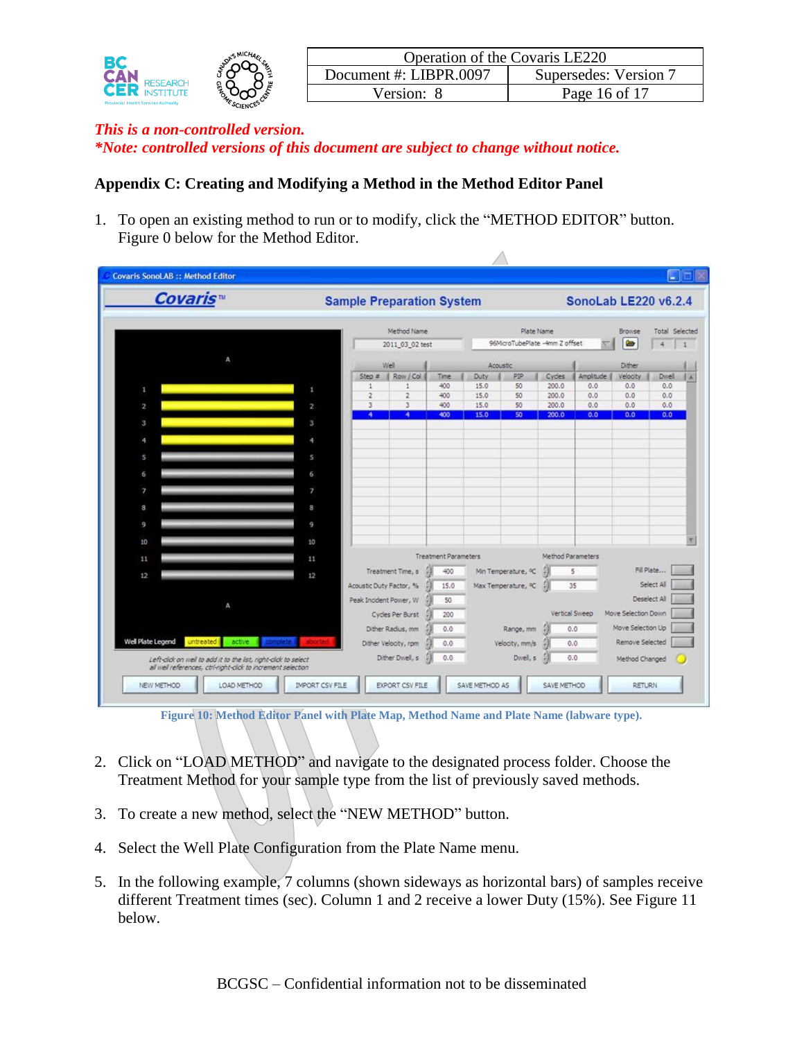*This is a non-controlled version.*

***Note: controlled versions of this document are subject to change without notice.**

## Appendix C: Creating and Modifying a Method in the Method Editor Panel

1. To open an existing method to run or to modify, click the "METHOD EDITOR" button. Figure 0 below for the Method Editor.

Figure 10: Method Editor Panel with Plate Map, Method Name and Plate Name (labware type).

2. Click on "LOAD METHOD" and navigate to the designated process folder. Choose the Treatment Method for your sample type from the list of previously saved methods.

3. To create a new method, select the "NEW METHOD" button.

4. Select the Well Plate Configuration from the Plate Name menu.

5. In the following example, 7 columns (shown sideways as horizontal bars) of samples receive different Treatment times (sec). Column 1 and 2 receive a lower Duty (15%). See Figure 11 below.

BCGSC – Confidential information not to be disseminated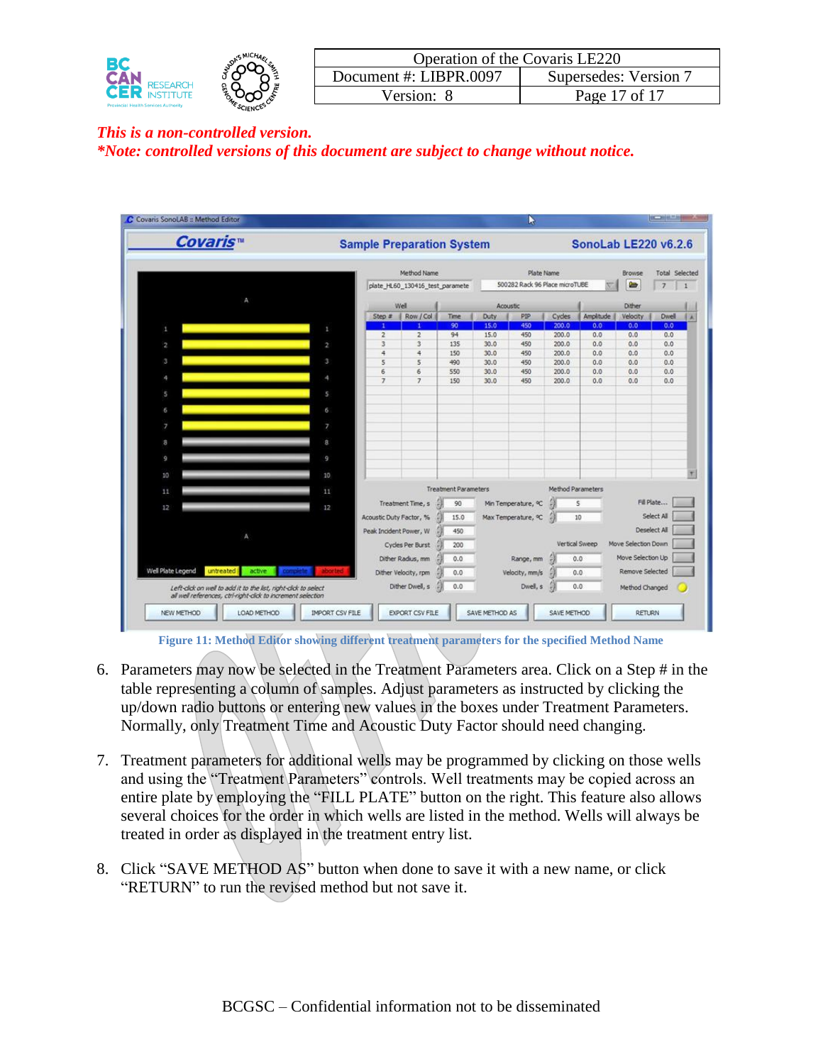*This is a non-controlled version.*

***Note: controlled versions of this document are subject to change without notice.**

Figure 11: Method Editor showing different treatment parameters for the specified Method Name

6. Parameters may now be selected in the Treatment Parameters area. Click on a Step # in the table representing a column of samples. Adjust parameters as instructed by clicking the up/down radio buttons or entering new values in the boxes under Treatment Parameters. Normally, only Treatment Time and Acoustic Duty Factor should need changing.

7. Treatment parameters for additional wells may be programmed by clicking on those wells and using the "Treatment Parameters" controls. Well treatments may be copied across an entire plate by employing the "FILL PLATE" button on the right. This feature also allows several choices for the order in which wells are listed in the method. Wells will always be treated in order as displayed in the treatment entry list.

8. Click "SAVE METHOD AS" button when done to save it with a new name, or click "RETURN" to run the revised method but not save it.

BCGSC – Confidential information not to be disseminated